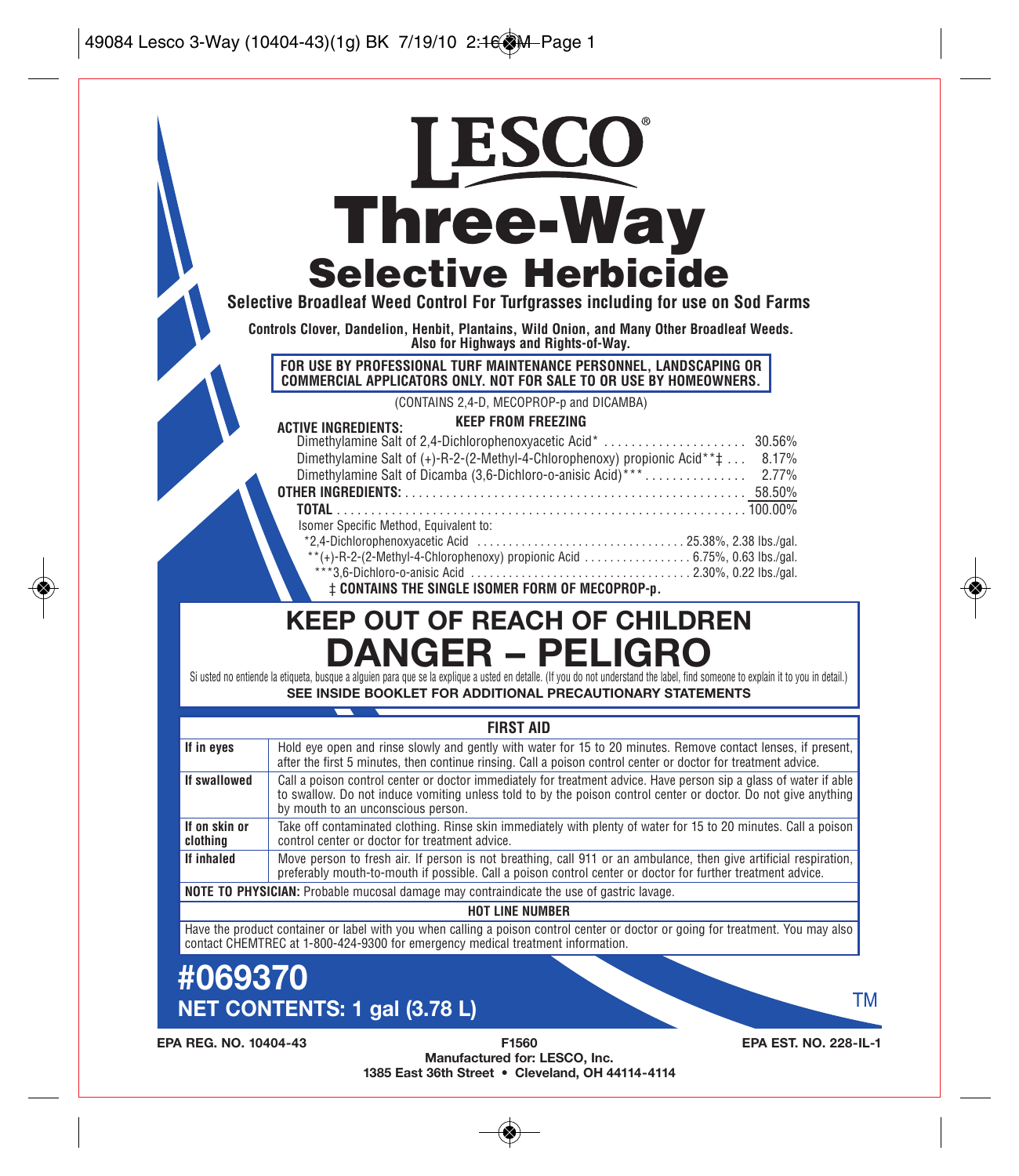# LESCO®

# Three-Way

## Selective Herbicide

**Selective Broadleaf Weed Control For Turfgrasses including for use on Sod Farms**

**Controls Clover, Dandelion, Henbit, Plantains, Wild Onion, and Many Other Broadleaf Weeds.**
**Also for Highways and Rights-of-Way.**

**FOR USE BY PROFESSIONAL TURF MAINTENANCE PERSONNEL, LANDSCAPING OR COMMERCIAL APPLICATORS ONLY. NOT FOR SALE TO OR USE BY HOMEOWNERS.**

(CONTAINS 2,4-D, MECOPROP-p and DICAMBA)

**KEEP FROM FREEZING**

**ACTIVE INGREDIENTS:**

| | |
|---|---|
| Dimethylamine Salt of 2,4-Dichlorophenoxyacetic Acid* | 30.56% |
| Dimethylamine Salt of (+)-R-2-(2-Methyl-4-Chlorophenoxy) propionic Acid**‡ | 8.17% |
| Dimethylamine Salt of Dicamba (3,6-Dichloro-o-anisic Acid)*** | 2.77% |
| **OTHER INGREDIENTS:** | 58.50% |
| **TOTAL** | 100.00% |

Isomer Specific Method, Equivalent to:

*2,4-Dichlorophenoxyacetic Acid ........ 25.38%, 2.38 lbs./gal.
**(+)-R-2-(2-Methyl-4-Chlorophenoxy) propionic Acid ........ 6.75%, 0.63 lbs./gal.
***3,6-Dichloro-o-anisic Acid ........ 2.30%, 0.22 lbs./gal.

‡ **CONTAINS THE SINGLE ISOMER FORM OF MECOPROP-p.**

## KEEP OUT OF REACH OF CHILDREN

# DANGER – PELIGRO

Si usted no entiende la etiqueta, busque a alguien para que se la explique a usted en detalle. (If you do not understand the label, find someone to explain it to you in detail.)

**SEE INSIDE BOOKLET FOR ADDITIONAL PRECAUTIONARY STATEMENTS**

| FIRST AID | |
|---|---|
| **If in eyes** | Hold eye open and rinse slowly and gently with water for 15 to 20 minutes. Remove contact lenses, if present, after the first 5 minutes, then continue rinsing. Call a poison control center or doctor for treatment advice. |
| **If swallowed** | Call a poison control center or doctor immediately for treatment advice. Have person sip a glass of water if able to swallow. Do not induce vomiting unless told to by the poison control center or doctor. Do not give anything by mouth to an unconscious person. |
| **If on skin or clothing** | Take off contaminated clothing. Rinse skin immediately with plenty of water for 15 to 20 minutes. Call a poison control center or doctor for treatment advice. |
| **If inhaled** | Move person to fresh air. If person is not breathing, call 911 or an ambulance, then give artificial respiration, preferably mouth-to-mouth if possible. Call a poison control center or doctor for further treatment advice. |

**NOTE TO PHYSICIAN:** Probable mucosal damage may contraindicate the use of gastric lavage.

**HOT LINE NUMBER**

Have the product container or label with you when calling a poison control center or doctor or going for treatment. You may also contact CHEMTREC at 1-800-424-9300 for emergency medical treatment information.

## #069370

**NET CONTENTS: 1 gal (3.78 L)**

TM

**EPA REG. NO. 10404-43** **F1560** **EPA EST. NO. 228-IL-1**

**Manufactured for: LESCO, Inc.**
**1385 East 36th Street • Cleveland, OH 44114-4114**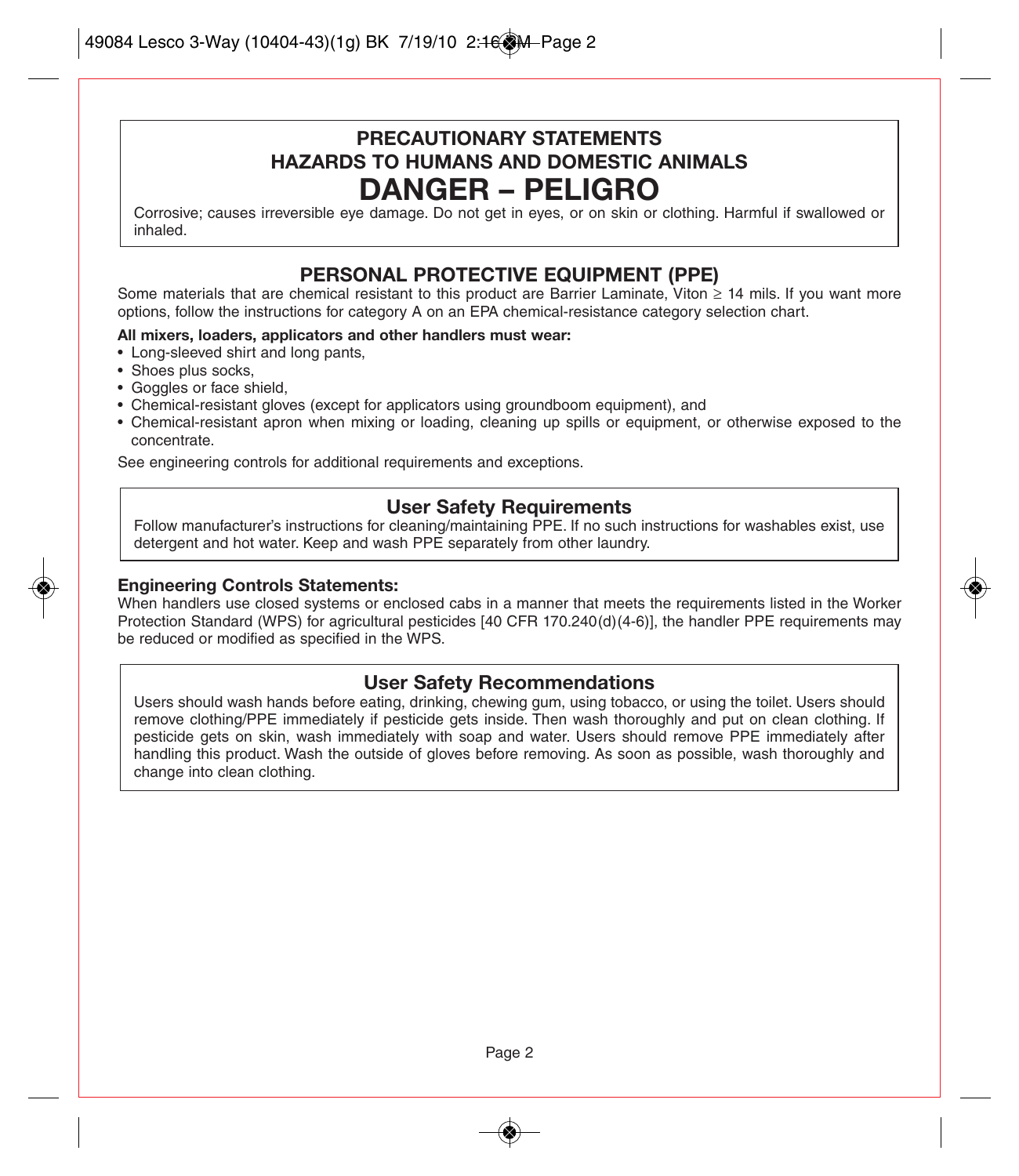## PRECAUTIONARY STATEMENTS
## HAZARDS TO HUMANS AND DOMESTIC ANIMALS
# DANGER – PELIGRO

Corrosive; causes irreversible eye damage. Do not get in eyes, or on skin or clothing. Harmful if swallowed or inhaled.

## PERSONAL PROTECTIVE EQUIPMENT (PPE)

Some materials that are chemical resistant to this product are Barrier Laminate, Viton ≥ 14 mils. If you want more options, follow the instructions for category A on an EPA chemical-resistance category selection chart.

**All mixers, loaders, applicators and other handlers must wear:**

- Long-sleeved shirt and long pants,
- Shoes plus socks,
- Goggles or face shield,
- Chemical-resistant gloves (except for applicators using groundboom equipment), and
- Chemical-resistant apron when mixing or loading, cleaning up spills or equipment, or otherwise exposed to the concentrate.

See engineering controls for additional requirements and exceptions.

## User Safety Requirements

Follow manufacturer's instructions for cleaning/maintaining PPE. If no such instructions for washables exist, use detergent and hot water. Keep and wash PPE separately from other laundry.

**Engineering Controls Statements:**

When handlers use closed systems or enclosed cabs in a manner that meets the requirements listed in the Worker Protection Standard (WPS) for agricultural pesticides [40 CFR 170.240(d)(4-6)], the handler PPE requirements may be reduced or modified as specified in the WPS.

## User Safety Recommendations

Users should wash hands before eating, drinking, chewing gum, using tobacco, or using the toilet. Users should remove clothing/PPE immediately if pesticide gets inside. Then wash thoroughly and put on clean clothing. If pesticide gets on skin, wash immediately with soap and water. Users should remove PPE immediately after handling this product. Wash the outside of gloves before removing. As soon as possible, wash thoroughly and change into clean clothing.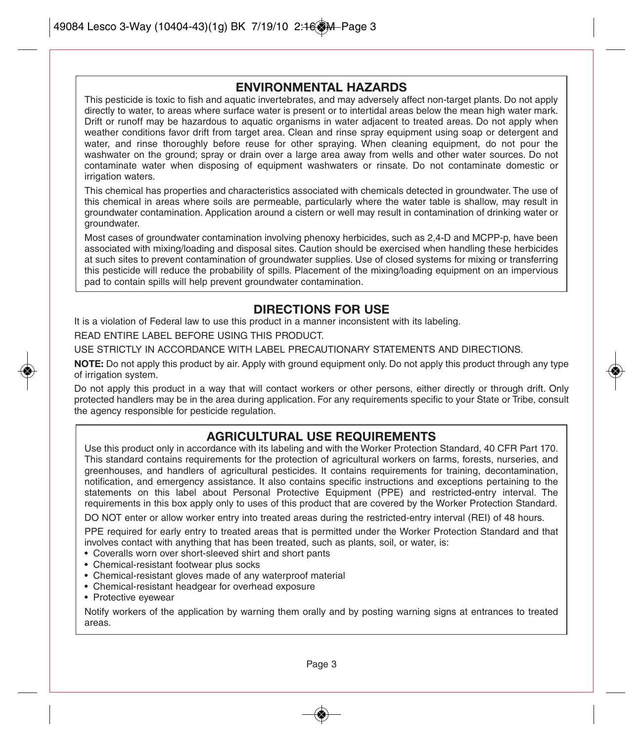## ENVIRONMENTAL HAZARDS

This pesticide is toxic to fish and aquatic invertebrates, and may adversely affect non-target plants. Do not apply directly to water, to areas where surface water is present or to intertidal areas below the mean high water mark. Drift or runoff may be hazardous to aquatic organisms in water adjacent to treated areas. Do not apply when weather conditions favor drift from target area. Clean and rinse spray equipment using soap or detergent and water, and rinse thoroughly before reuse for other spraying. When cleaning equipment, do not pour the washwater on the ground; spray or drain over a large area away from wells and other water sources. Do not contaminate water when disposing of equipment washwaters or rinsate. Do not contaminate domestic or irrigation waters.

This chemical has properties and characteristics associated with chemicals detected in groundwater. The use of this chemical in areas where soils are permeable, particularly where the water table is shallow, may result in groundwater contamination. Application around a cistern or well may result in contamination of drinking water or groundwater.

Most cases of groundwater contamination involving phenoxy herbicides, such as 2,4-D and MCPP-p, have been associated with mixing/loading and disposal sites. Caution should be exercised when handling these herbicides at such sites to prevent contamination of groundwater supplies. Use of closed systems for mixing or transferring this pesticide will reduce the probability of spills. Placement of the mixing/loading equipment on an impervious pad to contain spills will help prevent groundwater contamination.

## DIRECTIONS FOR USE

It is a violation of Federal law to use this product in a manner inconsistent with its labeling.

READ ENTIRE LABEL BEFORE USING THIS PRODUCT.

USE STRICTLY IN ACCORDANCE WITH LABEL PRECAUTIONARY STATEMENTS AND DIRECTIONS.

**NOTE:** Do not apply this product by air. Apply with ground equipment only. Do not apply this product through any type of irrigation system.

Do not apply this product in a way that will contact workers or other persons, either directly or through drift. Only protected handlers may be in the area during application. For any requirements specific to your State or Tribe, consult the agency responsible for pesticide regulation.

## AGRICULTURAL USE REQUIREMENTS

Use this product only in accordance with its labeling and with the Worker Protection Standard, 40 CFR Part 170. This standard contains requirements for the protection of agricultural workers on farms, forests, nurseries, and greenhouses, and handlers of agricultural pesticides. It contains requirements for training, decontamination, notification, and emergency assistance. It also contains specific instructions and exceptions pertaining to the statements on this label about Personal Protective Equipment (PPE) and restricted-entry interval. The requirements in this box apply only to uses of this product that are covered by the Worker Protection Standard.

DO NOT enter or allow worker entry into treated areas during the restricted-entry interval (REI) of 48 hours.

PPE required for early entry to treated areas that is permitted under the Worker Protection Standard and that involves contact with anything that has been treated, such as plants, soil, or water, is:

- Coveralls worn over short-sleeved shirt and short pants
- Chemical-resistant footwear plus socks
- Chemical-resistant gloves made of any waterproof material
- Chemical-resistant headgear for overhead exposure
- Protective eyewear

Notify workers of the application by warning them orally and by posting warning signs at entrances to treated areas.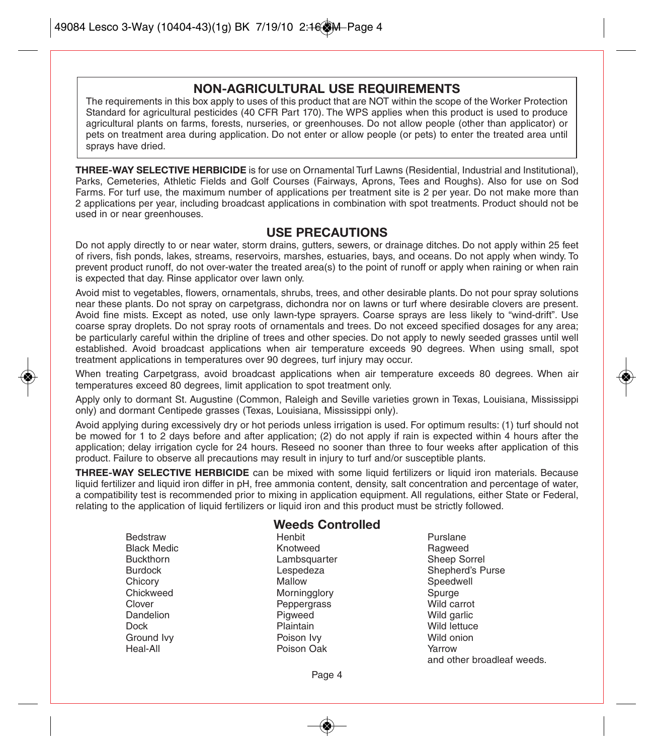## NON-AGRICULTURAL USE REQUIREMENTS

The requirements in this box apply to uses of this product that are NOT within the scope of the Worker Protection Standard for agricultural pesticides (40 CFR Part 170). The WPS applies when this product is used to produce agricultural plants on farms, forests, nurseries, or greenhouses. Do not allow people (other than applicator) or pets on treatment area during application. Do not enter or allow people (or pets) to enter the treated area until sprays have dried.

**THREE-WAY SELECTIVE HERBICIDE** is for use on Ornamental Turf Lawns (Residential, Industrial and Institutional), Parks, Cemeteries, Athletic Fields and Golf Courses (Fairways, Aprons, Tees and Roughs). Also for use on Sod Farms. For turf use, the maximum number of applications per treatment site is 2 per year. Do not make more than 2 applications per year, including broadcast applications in combination with spot treatments. Product should not be used in or near greenhouses.

## USE PRECAUTIONS

Do not apply directly to or near water, storm drains, gutters, sewers, or drainage ditches. Do not apply within 25 feet of rivers, fish ponds, lakes, streams, reservoirs, marshes, estuaries, bays, and oceans. Do not apply when windy. To prevent product runoff, do not over-water the treated area(s) to the point of runoff or apply when raining or when rain is expected that day. Rinse applicator over lawn only.

Avoid mist to vegetables, flowers, ornamentals, shrubs, trees, and other desirable plants. Do not pour spray solutions near these plants. Do not spray on carpetgrass, dichondra nor on lawns or turf where desirable clovers are present. Avoid fine mists. Except as noted, use only lawn-type sprayers. Coarse sprays are less likely to "wind-drift". Use coarse spray droplets. Do not spray roots of ornamentals and trees. Do not exceed specified dosages for any area; be particularly careful within the dripline of trees and other species. Do not apply to newly seeded grasses until well established. Avoid broadcast applications when air temperature exceeds 90 degrees. When using small, spot treatment applications in temperatures over 90 degrees, turf injury may occur.

When treating Carpetgrass, avoid broadcast applications when air temperature exceeds 80 degrees. When air temperatures exceed 80 degrees, limit application to spot treatment only.

Apply only to dormant St. Augustine (Common, Raleigh and Seville varieties grown in Texas, Louisiana, Mississippi only) and dormant Centipede grasses (Texas, Louisiana, Mississippi only).

Avoid applying during excessively dry or hot periods unless irrigation is used. For optimum results: (1) turf should not be mowed for 1 to 2 days before and after application; (2) do not apply if rain is expected within 4 hours after the application; delay irrigation cycle for 24 hours. Reseed no sooner than three to four weeks after application of this product. Failure to observe all precautions may result in injury to turf and/or susceptible plants.

**THREE-WAY SELECTIVE HERBICIDE** can be mixed with some liquid fertilizers or liquid iron materials. Because liquid fertilizer and liquid iron differ in pH, free ammonia content, density, salt concentration and percentage of water, a compatibility test is recommended prior to mixing in application equipment. All regulations, either State or Federal, relating to the application of liquid fertilizers or liquid iron and this product must be strictly followed.

### Weeds Controlled

- Bedstraw
- Black Medic
- Buckthorn
- Burdock
- Chicory
- Chickweed
- Clover
- Dandelion
- Dock
- Ground Ivy
- Heal-All
- Henbit
- Knotweed
- Lambsquarter
- Lespedeza
- Mallow
- Morningglory
- Peppergrass
- Pigweed
- Plaintain
- Poison Ivy
- Poison Oak
- Purslane
- Ragweed
- Sheep Sorrel
- Shepherd's Purse
- Speedwell
- Spurge
- Wild carrot
- Wild garlic
- Wild lettuce
- Wild onion
- Yarrow

and other broadleaf weeds.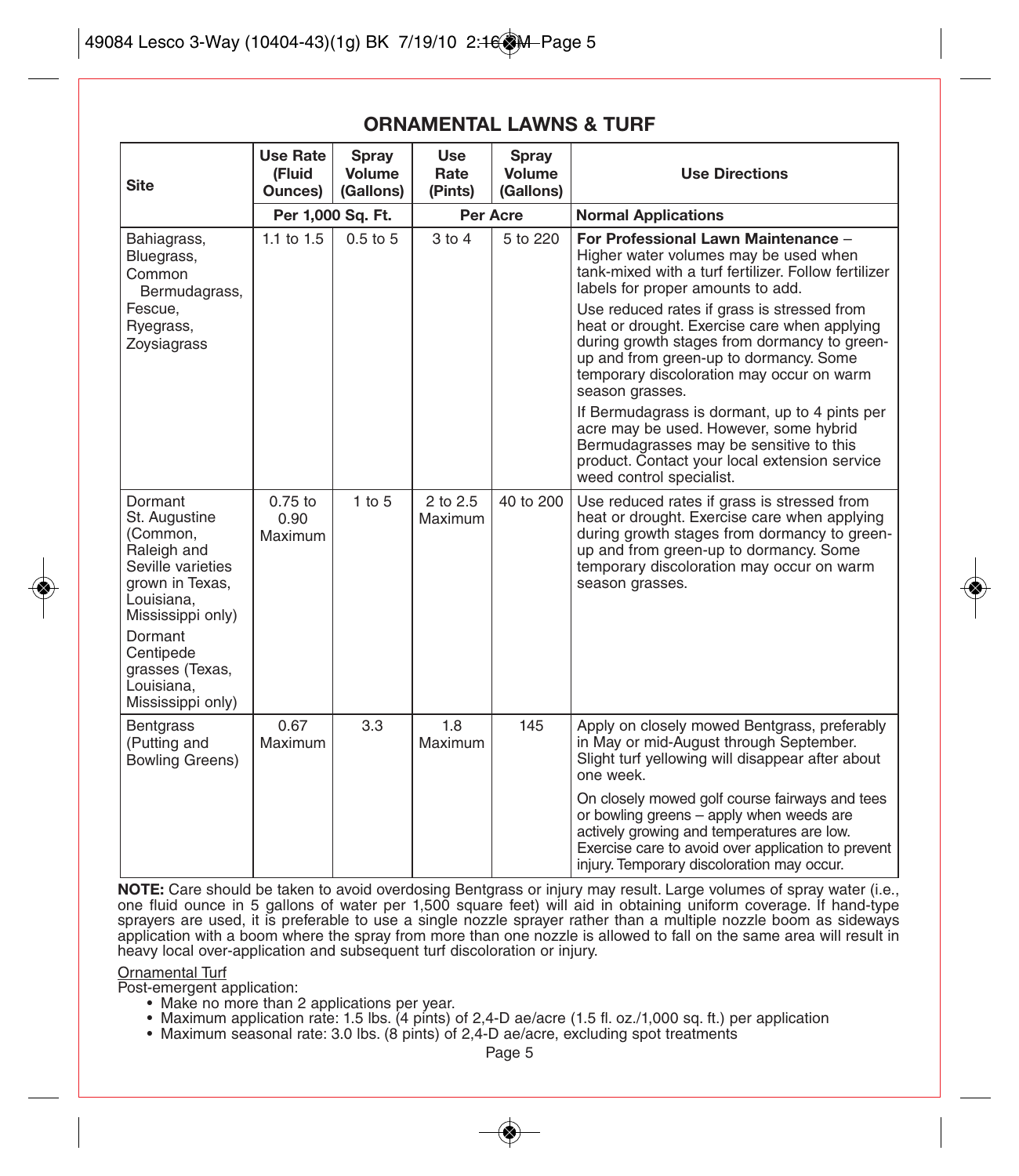## ORNAMENTAL LAWNS & TURF

| Site | Use Rate (Fluid Ounces) | Spray Volume (Gallons) | Use Rate (Pints) | Spray Volume (Gallons) | Use Directions |
|---|---|---|---|---|---|
| | Per 1,000 Sq. Ft. | | Per Acre | | **Normal Applications** |
| Bahiagrass, Bluegrass, Common Bermudagrass, Fescue, Ryegrass, Zoysiagrass | 1.1 to 1.5 | 0.5 to 5 | 3 to 4 | 5 to 220 | **For Professional Lawn Maintenance** – Higher water volumes may be used when tank-mixed with a turf fertilizer. Follow fertilizer labels for proper amounts to add.<br><br>Use reduced rates if grass is stressed from heat or drought. Exercise care when applying during growth stages from dormancy to green-up and from green-up to dormancy. Some temporary discoloration may occur on warm season grasses.<br><br>If Bermudagrass is dormant, up to 4 pints per acre may be used. However, some hybrid Bermudagrasses may be sensitive to this product. Contact your local extension service weed control specialist. |
| Dormant St. Augustine (Common, Raleigh and Seville varieties grown in Texas, Louisiana, Mississippi only)<br><br>Dormant Centipede grasses (Texas, Louisiana, Mississippi only) | 0.75 to 0.90 Maximum | 1 to 5 | 2 to 2.5 Maximum | 40 to 200 | Use reduced rates if grass is stressed from heat or drought. Exercise care when applying during growth stages from dormancy to green-up and from green-up to dormancy. Some temporary discoloration may occur on warm season grasses. |
| Bentgrass (Putting and Bowling Greens) | 0.67 Maximum | 3.3 | 1.8 Maximum | 145 | Apply on closely mowed Bentgrass, preferably in May or mid-August through September. Slight turf yellowing will disappear after about one week.<br><br>On closely mowed golf course fairways and tees or bowling greens – apply when weeds are actively growing and temperatures are low. Exercise care to avoid over application to prevent injury. Temporary discoloration may occur. |

**NOTE:** Care should be taken to avoid overdosing Bentgrass or injury may result. Large volumes of spray water (i.e., one fluid ounce in 5 gallons of water per 1,500 square feet) will aid in obtaining uniform coverage. If hand-type sprayers are used, it is preferable to use a single nozzle sprayer rather than a multiple nozzle boom as sideways application with a boom where the spray from more than one nozzle is allowed to fall on the same area will result in heavy local over-application and subsequent turf discoloration or injury.

<u>Ornamental Turf</u>

Post-emergent application:

- Make no more than 2 applications per year.
- Maximum application rate: 1.5 lbs. (4 pints) of 2,4-D ae/acre (1.5 fl. oz./1,000 sq. ft.) per application
- Maximum seasonal rate: 3.0 lbs. (8 pints) of 2,4-D ae/acre, excluding spot treatments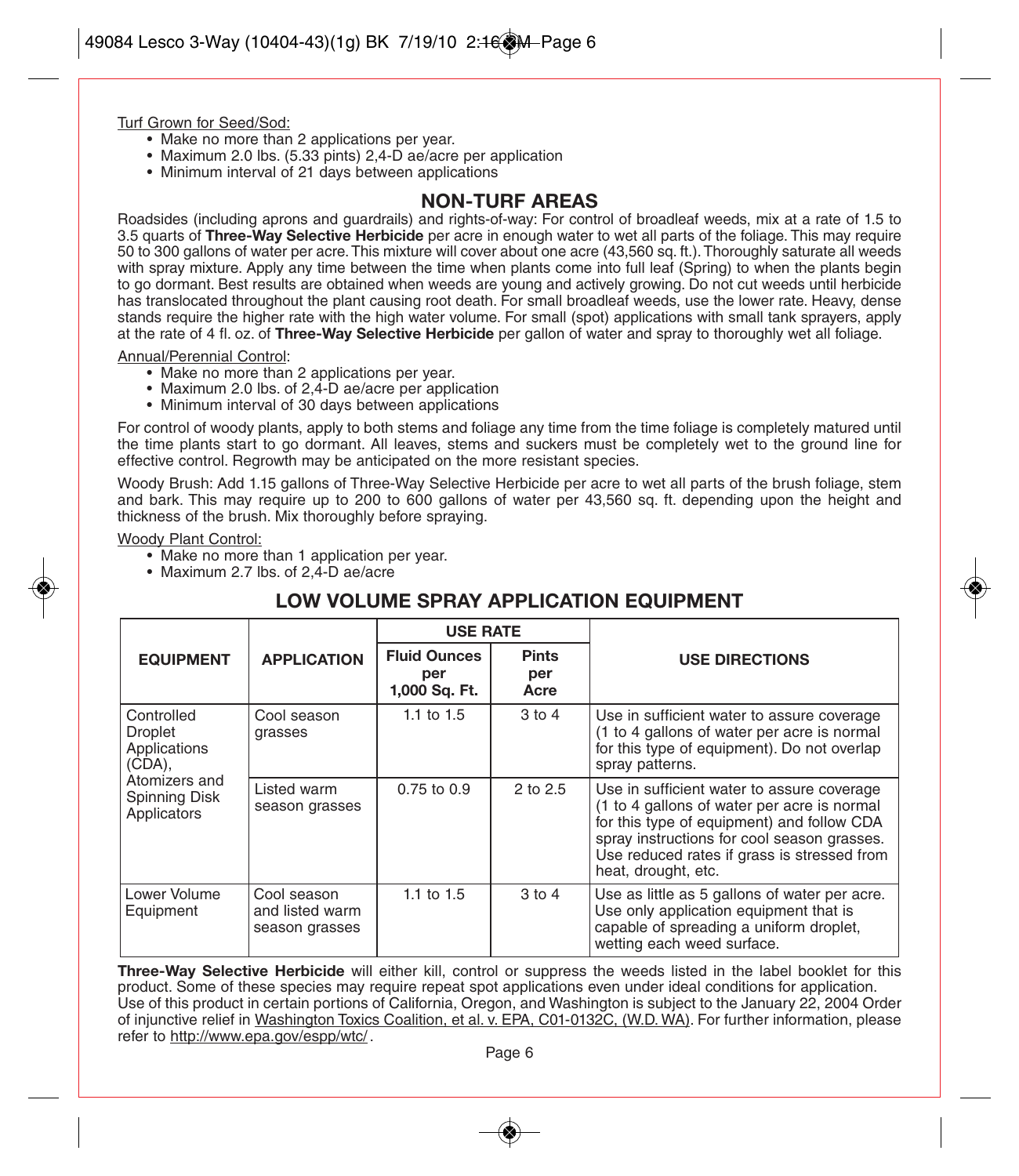Turf Grown for Seed/Sod:

- Make no more than 2 applications per year.
- Maximum 2.0 lbs. (5.33 pints) 2,4-D ae/acre per application
- Minimum interval of 21 days between applications

## NON-TURF AREAS

Roadsides (including aprons and guardrails) and rights-of-way: For control of broadleaf weeds, mix at a rate of 1.5 to 3.5 quarts of **Three-Way Selective Herbicide** per acre in enough water to wet all parts of the foliage. This may require 50 to 300 gallons of water per acre. This mixture will cover about one acre (43,560 sq. ft.). Thoroughly saturate all weeds with spray mixture. Apply any time between the time when plants come into full leaf (Spring) to when the plants begin to go dormant. Best results are obtained when weeds are young and actively growing. Do not cut weeds until herbicide has translocated throughout the plant causing root death. For small broadleaf weeds, use the lower rate. Heavy, dense stands require the higher rate with the high water volume. For small (spot) applications with small tank sprayers, apply at the rate of 4 fl. oz. of **Three-Way Selective Herbicide** per gallon of water and spray to thoroughly wet all foliage.

Annual/Perennial Control:

- Make no more than 2 applications per year.
- Maximum 2.0 lbs. of 2,4-D ae/acre per application
- Minimum interval of 30 days between applications

For control of woody plants, apply to both stems and foliage any time from the time foliage is completely matured until the time plants start to go dormant. All leaves, stems and suckers must be completely wet to the ground line for effective control. Regrowth may be anticipated on the more resistant species.

Woody Brush: Add 1.15 gallons of Three-Way Selective Herbicide per acre to wet all parts of the brush foliage, stem and bark. This may require up to 200 to 600 gallons of water per 43,560 sq. ft. depending upon the height and thickness of the brush. Mix thoroughly before spraying.

Woody Plant Control:

- Make no more than 1 application per year.
- Maximum 2.7 lbs. of 2,4-D ae/acre

## LOW VOLUME SPRAY APPLICATION EQUIPMENT

| EQUIPMENT | APPLICATION | USE RATE | | USE DIRECTIONS |
|---|---|---|---|---|
| | | Fluid Ounces per 1,000 Sq. Ft. | Pints per Acre | |
| Controlled Droplet Applications (CDA), Atomizers and Spinning Disk Applicators | Cool season grasses | 1.1 to 1.5 | 3 to 4 | Use in sufficient water to assure coverage (1 to 4 gallons of water per acre is normal for this type of equipment). Do not overlap spray patterns. |
| | Listed warm season grasses | 0.75 to 0.9 | 2 to 2.5 | Use in sufficient water to assure coverage (1 to 4 gallons of water per acre is normal for this type of equipment) and follow CDA spray instructions for cool season grasses. Use reduced rates if grass is stressed from heat, drought, etc. |
| Lower Volume Equipment | Cool season and listed warm season grasses | 1.1 to 1.5 | 3 to 4 | Use as little as 5 gallons of water per acre. Use only application equipment that is capable of spreading a uniform droplet, wetting each weed surface. |

**Three-Way Selective Herbicide** will either kill, control or suppress the weeds listed in the label booklet for this product. Some of these species may require repeat spot applications even under ideal conditions for application. Use of this product in certain portions of California, Oregon, and Washington is subject to the January 22, 2004 Order of injunctive relief in Washington Toxics Coalition, et al. v. EPA, C01-0132C, (W.D. WA). For further information, please refer to http://www.epa.gov/espp/wtc/ .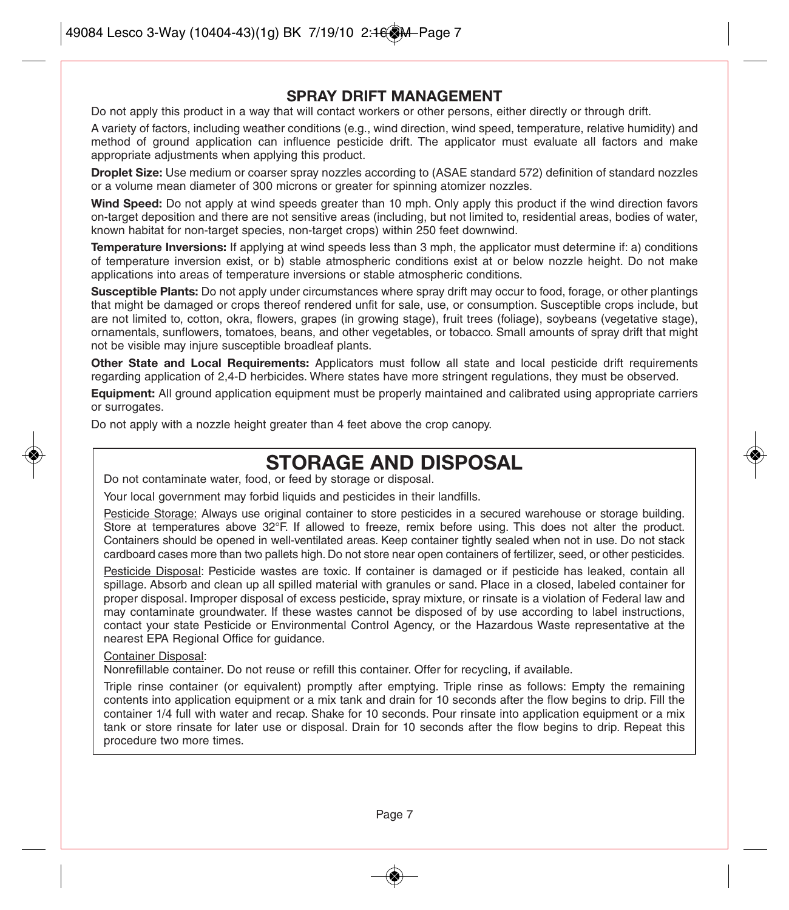## SPRAY DRIFT MANAGEMENT

Do not apply this product in a way that will contact workers or other persons, either directly or through drift.

A variety of factors, including weather conditions (e.g., wind direction, wind speed, temperature, relative humidity) and method of ground application can influence pesticide drift. The applicator must evaluate all factors and make appropriate adjustments when applying this product.

**Droplet Size:** Use medium or coarser spray nozzles according to (ASAE standard 572) definition of standard nozzles or a volume mean diameter of 300 microns or greater for spinning atomizer nozzles.

**Wind Speed:** Do not apply at wind speeds greater than 10 mph. Only apply this product if the wind direction favors on-target deposition and there are not sensitive areas (including, but not limited to, residential areas, bodies of water, known habitat for non-target species, non-target crops) within 250 feet downwind.

**Temperature Inversions:** If applying at wind speeds less than 3 mph, the applicator must determine if: a) conditions of temperature inversion exist, or b) stable atmospheric conditions exist at or below nozzle height. Do not make applications into areas of temperature inversions or stable atmospheric conditions.

**Susceptible Plants:** Do not apply under circumstances where spray drift may occur to food, forage, or other plantings that might be damaged or crops thereof rendered unfit for sale, use, or consumption. Susceptible crops include, but are not limited to, cotton, okra, flowers, grapes (in growing stage), fruit trees (foliage), soybeans (vegetative stage), ornamentals, sunflowers, tomatoes, beans, and other vegetables, or tobacco. Small amounts of spray drift that might not be visible may injure susceptible broadleaf plants.

**Other State and Local Requirements:** Applicators must follow all state and local pesticide drift requirements regarding application of 2,4-D herbicides. Where states have more stringent regulations, they must be observed.

**Equipment:** All ground application equipment must be properly maintained and calibrated using appropriate carriers or surrogates.

Do not apply with a nozzle height greater than 4 feet above the crop canopy.

# STORAGE AND DISPOSAL

Do not contaminate water, food, or feed by storage or disposal.

Your local government may forbid liquids and pesticides in their landfills.

Pesticide Storage: Always use original container to store pesticides in a secured warehouse or storage building. Store at temperatures above 32°F. If allowed to freeze, remix before using. This does not alter the product. Containers should be opened in well-ventilated areas. Keep container tightly sealed when not in use. Do not stack cardboard cases more than two pallets high. Do not store near open containers of fertilizer, seed, or other pesticides.

Pesticide Disposal: Pesticide wastes are toxic. If container is damaged or if pesticide has leaked, contain all spillage. Absorb and clean up all spilled material with granules or sand. Place in a closed, labeled container for proper disposal. Improper disposal of excess pesticide, spray mixture, or rinsate is a violation of Federal law and may contaminate groundwater. If these wastes cannot be disposed of by use according to label instructions, contact your state Pesticide or Environmental Control Agency, or the Hazardous Waste representative at the nearest EPA Regional Office for guidance.

Container Disposal:

Nonrefillable container. Do not reuse or refill this container. Offer for recycling, if available.

Triple rinse container (or equivalent) promptly after emptying. Triple rinse as follows: Empty the remaining contents into application equipment or a mix tank and drain for 10 seconds after the flow begins to drip. Fill the container 1/4 full with water and recap. Shake for 10 seconds. Pour rinsate into application equipment or a mix tank or store rinsate for later use or disposal. Drain for 10 seconds after the flow begins to drip. Repeat this procedure two more times.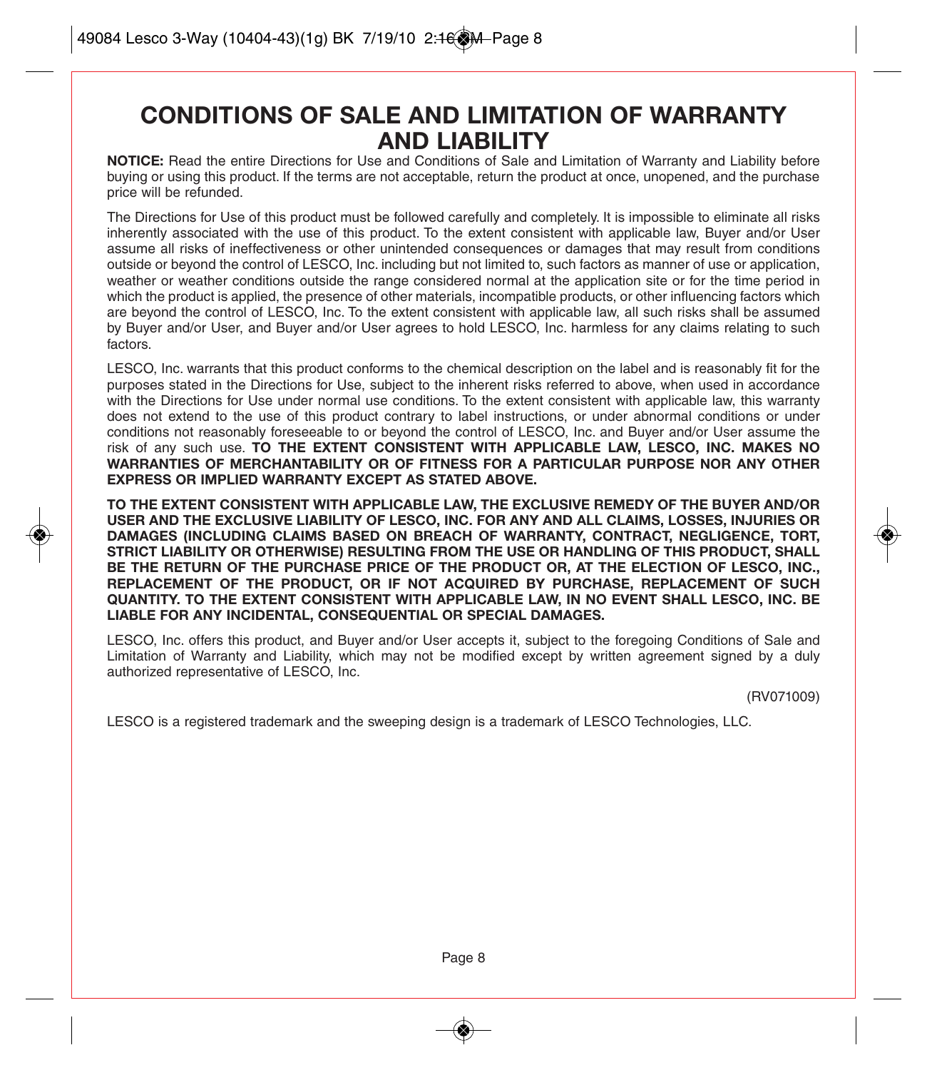# CONDITIONS OF SALE AND LIMITATION OF WARRANTY AND LIABILITY

**NOTICE:** Read the entire Directions for Use and Conditions of Sale and Limitation of Warranty and Liability before buying or using this product. If the terms are not acceptable, return the product at once, unopened, and the purchase price will be refunded.

The Directions for Use of this product must be followed carefully and completely. It is impossible to eliminate all risks inherently associated with the use of this product. To the extent consistent with applicable law, Buyer and/or User assume all risks of ineffectiveness or other unintended consequences or damages that may result from conditions outside or beyond the control of LESCO, Inc. including but not limited to, such factors as manner of use or application, weather or weather conditions outside the range considered normal at the application site or for the time period in which the product is applied, the presence of other materials, incompatible products, or other influencing factors which are beyond the control of LESCO, Inc. To the extent consistent with applicable law, all such risks shall be assumed by Buyer and/or User, and Buyer and/or User agrees to hold LESCO, Inc. harmless for any claims relating to such factors.

LESCO, Inc. warrants that this product conforms to the chemical description on the label and is reasonably fit for the purposes stated in the Directions for Use, subject to the inherent risks referred to above, when used in accordance with the Directions for Use under normal use conditions. To the extent consistent with applicable law, this warranty does not extend to the use of this product contrary to label instructions, or under abnormal conditions or under conditions not reasonably foreseeable to or beyond the control of LESCO, Inc. and Buyer and/or User assume the risk of any such use. **TO THE EXTENT CONSISTENT WITH APPLICABLE LAW, LESCO, INC. MAKES NO WARRANTIES OF MERCHANTABILITY OR OF FITNESS FOR A PARTICULAR PURPOSE NOR ANY OTHER EXPRESS OR IMPLIED WARRANTY EXCEPT AS STATED ABOVE.**

**TO THE EXTENT CONSISTENT WITH APPLICABLE LAW, THE EXCLUSIVE REMEDY OF THE BUYER AND/OR USER AND THE EXCLUSIVE LIABILITY OF LESCO, INC. FOR ANY AND ALL CLAIMS, LOSSES, INJURIES OR DAMAGES (INCLUDING CLAIMS BASED ON BREACH OF WARRANTY, CONTRACT, NEGLIGENCE, TORT, STRICT LIABILITY OR OTHERWISE) RESULTING FROM THE USE OR HANDLING OF THIS PRODUCT, SHALL BE THE RETURN OF THE PURCHASE PRICE OF THE PRODUCT OR, AT THE ELECTION OF LESCO, INC., REPLACEMENT OF THE PRODUCT, OR IF NOT ACQUIRED BY PURCHASE, REPLACEMENT OF SUCH QUANTITY. TO THE EXTENT CONSISTENT WITH APPLICABLE LAW, IN NO EVENT SHALL LESCO, INC. BE LIABLE FOR ANY INCIDENTAL, CONSEQUENTIAL OR SPECIAL DAMAGES.**

LESCO, Inc. offers this product, and Buyer and/or User accepts it, subject to the foregoing Conditions of Sale and Limitation of Warranty and Liability, which may not be modified except by written agreement signed by a duly authorized representative of LESCO, Inc.

(RV071009)

LESCO is a registered trademark and the sweeping design is a trademark of LESCO Technologies, LLC.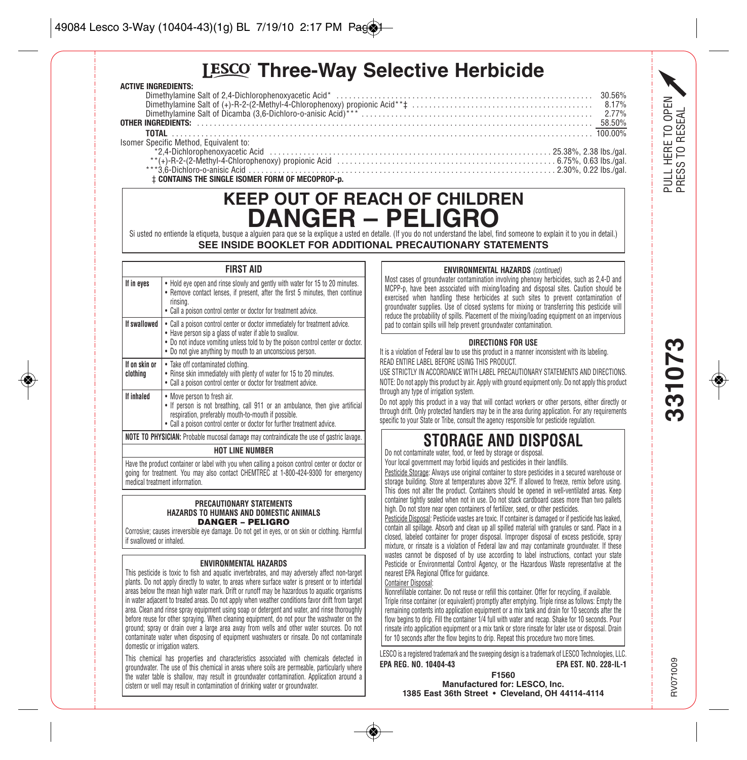# LESCO Three-Way Selective Herbicide

**ACTIVE INGREDIENTS:**

| | |
|---|---|
| Dimethylamine Salt of 2,4-Dichlorophenoxyacetic Acid* | 30.56% |
| Dimethylamine Salt of (+)-R-2-(2-Methyl-4-Chlorophenoxy) propionic Acid**‡ | 8.17% |
| Dimethylamine Salt of Dicamba (3,6-Dichloro-o-anisic Acid)*** | 2.77% |
| **OTHER INGREDIENTS:** | 58.50% |
| **TOTAL** | 100.00% |

Isomer Specific Method, Equivalent to:

| | |
|---|---|
| *2,4-Dichlorophenoxyacetic Acid | 25.38%, 2.38 lbs./gal. |
| **(+)-R-2-(2-Methyl-4-Chlorophenoxy) propionic Acid | 6.75%, 0.63 lbs./gal. |
| ***3,6-Dichloro-o-anisic Acid | 2.30%, 0.22 lbs./gal. |

‡ **CONTAINS THE SINGLE ISOMER FORM OF MECOPROP-p.**

## KEEP OUT OF REACH OF CHILDREN
## DANGER – PELIGRO

Si usted no entiende la etiqueta, busque a alguien para que se la explique a usted en detalle. (If you do not understand the label, find someone to explain it to you in detail.)

**SEE INSIDE BOOKLET FOR ADDITIONAL PRECAUTIONARY STATEMENTS**

### FIRST AID

| | |
|---|---|
| **If in eyes** | • Hold eye open and rinse slowly and gently with water for 15 to 20 minutes.<br>• Remove contact lenses, if present, after the first 5 minutes, then continue rinsing.<br>• Call a poison control center or doctor for treatment advice. |
| **If swallowed** | • Call a poison control center or doctor immediately for treatment advice.<br>• Have person sip a glass of water if able to swallow.<br>• Do not induce vomiting unless told to by the poison control center or doctor.<br>• Do not give anything by mouth to an unconscious person. |
| **If on skin or clothing** | • Take off contaminated clothing.<br>• Rinse skin immediately with plenty of water for 15 to 20 minutes.<br>• Call a poison control center or doctor for treatment advice. |
| **If inhaled** | • Move person to fresh air.<br>• If person is not breathing, call 911 or an ambulance, then give artificial respiration, preferably mouth-to-mouth if possible.<br>• Call a poison control center or doctor for further treatment advice. |

**NOTE TO PHYSICIAN:** Probable mucosal damage may contraindicate the use of gastric lavage.

**HOT LINE NUMBER**

Have the product container or label with you when calling a poison control center or doctor or going for treatment. You may also contact CHEMTREC at 1-800-424-9300 for emergency medical treatment information.

### PRECAUTIONARY STATEMENTS
### HAZARDS TO HUMANS AND DOMESTIC ANIMALS
**DANGER – PELIGRO**

Corrosive; causes irreversible eye damage. Do not get in eyes, or on skin or clothing. Harmful if swallowed or inhaled.

### ENVIRONMENTAL HAZARDS

This pesticide is toxic to fish and aquatic invertebrates, and may adversely affect non-target plants. Do not apply directly to water, to areas where surface water is present or to intertidal areas below the mean high water mark. Drift or runoff may be hazardous to aquatic organisms in water adjacent to treated areas. Do not apply when weather conditions favor drift from target area. Clean and rinse spray equipment using soap or detergent and water, and rinse thoroughly before reuse for other spraying. When cleaning equipment, do not pour the washwater on the ground; spray or drain over a large area away from wells and other water sources. Do not contaminate water when disposing of equipment washwaters or rinsate. Do not contaminate domestic or irrigation waters.

This chemical has properties and characteristics associated with chemicals detected in groundwater. The use of this chemical in areas where soils are permeable, particularly where the water table is shallow, may result in groundwater contamination. Application around a cistern or well may result in contamination of drinking water or groundwater.

### ENVIRONMENTAL HAZARDS *(continued)*

Most cases of groundwater contamination involving phenoxy herbicides, such as 2,4-D and MCPP-p, have been associated with mixing/loading and disposal sites. Caution should be exercised when handling these herbicides at such sites to prevent contamination of groundwater supplies. Use of closed systems for mixing or transferring this pesticide will reduce the probability of spills. Placement of the mixing/loading equipment on an impervious pad to contain spills will help prevent groundwater contamination.

### DIRECTIONS FOR USE

It is a violation of Federal law to use this product in a manner inconsistent with its labeling.

READ ENTIRE LABEL BEFORE USING THIS PRODUCT.

USE STRICTLY IN ACCORDANCE WITH LABEL PRECAUTIONARY STATEMENTS AND DIRECTIONS.

NOTE: Do not apply this product by air. Apply with ground equipment only. Do not apply this product through any type of irrigation system.

Do not apply this product in a way that will contact workers or other persons, either directly or through drift. Only protected handlers may be in the area during application. For any requirements specific to your State or Tribe, consult the agency responsible for pesticide regulation.

## STORAGE AND DISPOSAL

Do not contaminate water, food, or feed by storage or disposal.

Your local government may forbid liquids and pesticides in their landfills.

Pesticide Storage: Always use original container to store pesticides in a secured warehouse or storage building. Store at temperatures above 32°F. If allowed to freeze, remix before using. This does not alter the product. Containers should be opened in well-ventilated areas. Keep container tightly sealed when not in use. Do not stack cardboard cases more than two pallets high. Do not store near open containers of fertilizer, seed, or other pesticides.

Pesticide Disposal: Pesticide wastes are toxic. If container is damaged or if pesticide has leaked, contain all spillage. Absorb and clean up all spilled material with granules or sand. Place in a closed, labeled container for proper disposal. Improper disposal of excess pesticide, spray mixture, or rinsate is a violation of Federal law and may contaminate groundwater. If these wastes cannot be disposed of by use according to label instructions, contact your state Pesticide or Environmental Control Agency, or the Hazardous Waste representative at the nearest EPA Regional Office for guidance.

Container Disposal:

Nonrefillable container. Do not reuse or refill this container. Offer for recycling, if available.

Triple rinse container (or equivalent) promptly after emptying. Triple rinse as follows: Empty the remaining contents into application equipment or a mix tank and drain for 10 seconds after the flow begins to drip. Fill the container 1/4 full with water and recap. Shake for 10 seconds. Pour rinsate into application equipment or a mix tank or store rinsate for later use or disposal. Drain for 10 seconds after the flow begins to drip. Repeat this procedure two more times.

LESCO is a registered trademark and the sweeping design is a trademark of LESCO Technologies, LLC.

**EPA REG. NO. 10404-43** **EPA EST. NO. 228-IL-1**

**F1560**
**Manufactured for: LESCO, Inc.**
**1385 East 36th Street • Cleveland, OH 44114-4114**

PULL HERE TO OPEN
PRESS TO RESEAL

**331073**

RV071009